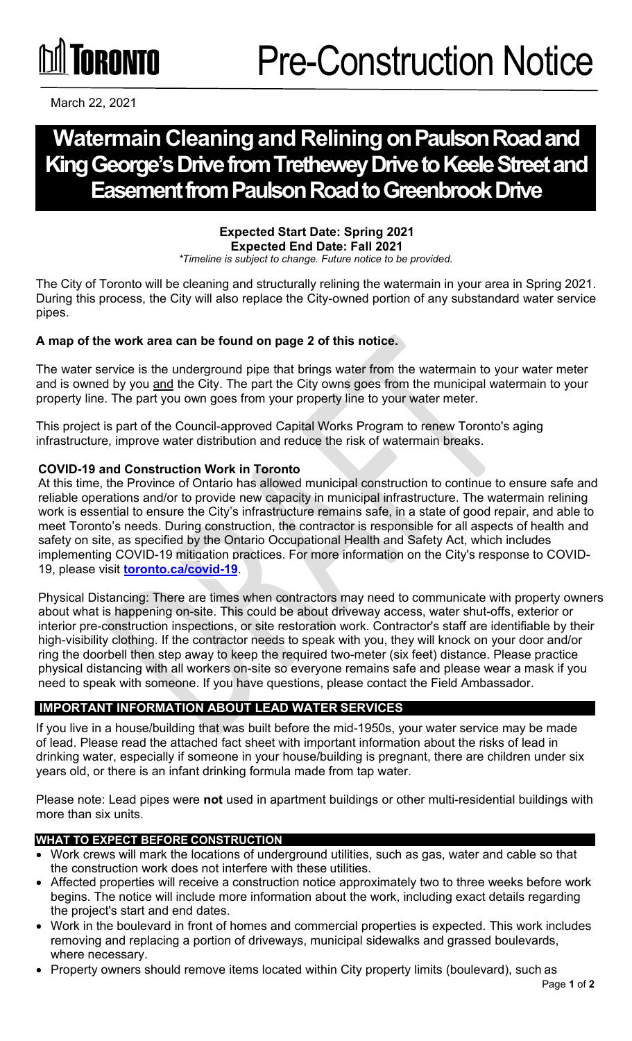**TORONTO**

# Pre-Construction Notice

March 22, 2021

# Watermain Cleaning and Relining on Paulson Road and King George's Drive from Trethewey Drive to Keele Street and Easement from Paulson Road to Greenbrook Drive

**Expected Start Date: Spring 2021**
**Expected End Date: Fall 2021**
*\*Timeline is subject to change. Future notice to be provided.*

The City of Toronto will be cleaning and structurally relining the watermain in your area in Spring 2021. During this process, the City will also replace the City-owned portion of any substandard water service pipes.

**A map of the work area can be found on page 2 of this notice.**

The water service is the underground pipe that brings water from the watermain to your water meter and is owned by you and the City. The part the City owns goes from the municipal watermain to your property line. The part you own goes from your property line to your water meter.

This project is part of the Council-approved Capital Works Program to renew Toronto's aging infrastructure, improve water distribution and reduce the risk of watermain breaks.

**COVID-19 and Construction Work in Toronto**

At this time, the Province of Ontario has allowed municipal construction to continue to ensure safe and reliable operations and/or to provide new capacity in municipal infrastructure. The watermain relining work is essential to ensure the City's infrastructure remains safe, in a state of good repair, and able to meet Toronto's needs. During construction, the contractor is responsible for all aspects of health and safety on site, as specified by the Ontario Occupational Health and Safety Act, which includes implementing COVID-19 mitigation practices. For more information on the City's response to COVID-19, please visit **toronto.ca/covid-19**.

Physical Distancing: There are times when contractors may need to communicate with property owners about what is happening on-site. This could be about driveway access, water shut-offs, exterior or interior pre-construction inspections, or site restoration work. Contractor's staff are identifiable by their high-visibility clothing. If the contractor needs to speak with you, they will knock on your door and/or ring the doorbell then step away to keep the required two-meter (six feet) distance. Please practice physical distancing with all workers on-site so everyone remains safe and please wear a mask if you need to speak with someone. If you have questions, please contact the Field Ambassador.

## IMPORTANT INFORMATION ABOUT LEAD WATER SERVICES

If you live in a house/building that was built before the mid-1950s, your water service may be made of lead. Please read the attached fact sheet with important information about the risks of lead in drinking water, especially if someone in your house/building is pregnant, there are children under six years old, or there is an infant drinking formula made from tap water.

Please note: Lead pipes were **not** used in apartment buildings or other multi-residential buildings with more than six units.

## WHAT TO EXPECT BEFORE CONSTRUCTION

- Work crews will mark the locations of underground utilities, such as gas, water and cable so that the construction work does not interfere with these utilities.
- Affected properties will receive a construction notice approximately two to three weeks before work begins. The notice will include more information about the work, including exact details regarding the project's start and end dates.
- Work in the boulevard in front of homes and commercial properties is expected. This work includes removing and replacing a portion of driveways, municipal sidewalks and grassed boulevards, where necessary.
- Property owners should remove items located within City property limits (boulevard), such as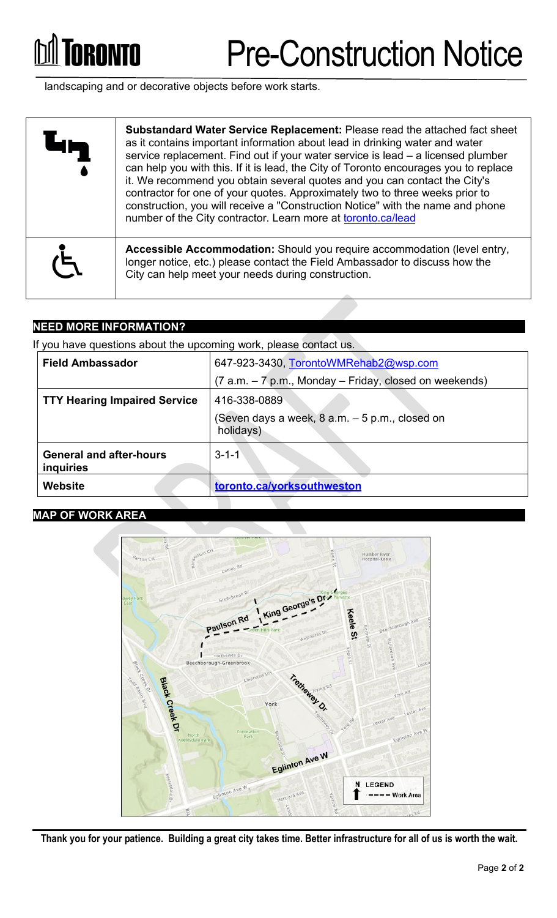landscaping and or decorative objects before work starts.

| | |
|---|---|
| | **Substandard Water Service Replacement:** Please read the attached fact sheet as it contains important information about lead in drinking water and water service replacement. Find out if your water service is lead – a licensed plumber can help you with this. If it is lead, the City of Toronto encourages you to replace it. We recommend you obtain several quotes and you can contact the City's contractor for one of your quotes. Approximately two to three weeks prior to construction, you will receive a "Construction Notice" with the name and phone number of the City contractor. Learn more at toronto.ca/lead |
| | **Accessible Accommodation:** Should you require accommodation (level entry, longer notice, etc.) please contact the Field Ambassador to discuss how the City can help meet your needs during construction. |

## NEED MORE INFORMATION?

If you have questions about the upcoming work, please contact us.

| | |
|---|---|
| **Field Ambassador** | 647-923-3430, TorontoWMRehab2@wsp.com<br>(7 a.m. – 7 p.m., Monday – Friday, closed on weekends) |
| **TTY Hearing Impaired Service** | 416-338-0889<br>(Seven days a week, 8 a.m. – 5 p.m., closed on holidays) |
| **General and after-hours inquiries** | 3-1-1 |
| **Website** | **toronto.ca/yorksouthweston** |

## MAP OF WORK AREA

Paulson Rd
King George's Dr
Keele St
Trethewey Dr
Black Creek Dr
Eglinton Ave W
LEGEND
---- Work Area

**Thank you for your patience. Building a great city takes time. Better infrastructure for all of us is worth the wait.**